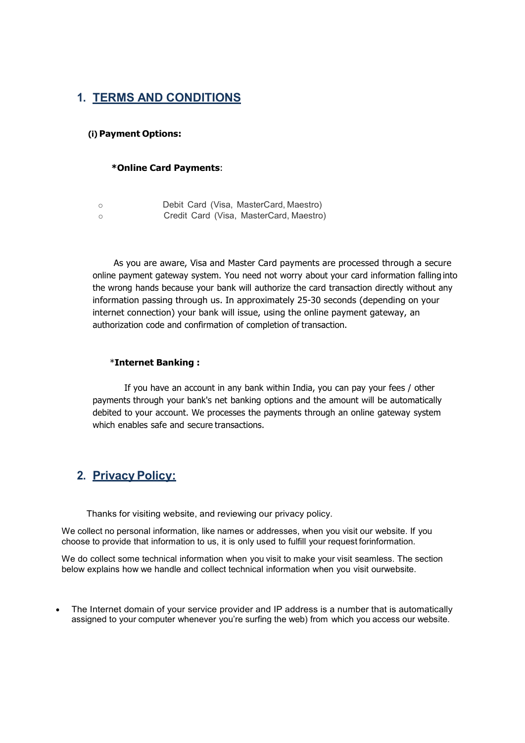## 1. TERMS AND CONDITIONS

### (i) Payment Options:

**\*Online Card Payments**:

- Debit Card (Visa, MasterCard, Maestro)
- Credit Card (Visa, MasterCard, Maestro)

As you are aware, Visa and Master Card payments are processed through a secure online payment gateway system. You need not worry about your card information falling into the wrong hands because your bank will authorize the card transaction directly without any information passing through us. In approximately 25-30 seconds (depending on your internet connection) your bank will issue, using the online payment gateway, an authorization code and confirmation of completion of transaction.

\***Internet Banking :**

If you have an account in any bank within India, you can pay your fees / other payments through your bank's net banking options and the amount will be automatically debited to your account. We processes the payments through an online gateway system which enables safe and secure transactions.

## 2. Privacy Policy:

Thanks for visiting website, and reviewing our privacy policy.

We collect no personal information, like names or addresses, when you visit our website. If you choose to provide that information to us, it is only used to fulfill your request forinformation.

We do collect some technical information when you visit to make your visit seamless. The section below explains how we handle and collect technical information when you visit ourwebsite.

- The Internet domain of your service provider and IP address is a number that is automatically assigned to your computer whenever you're surfing the web) from which you access our website.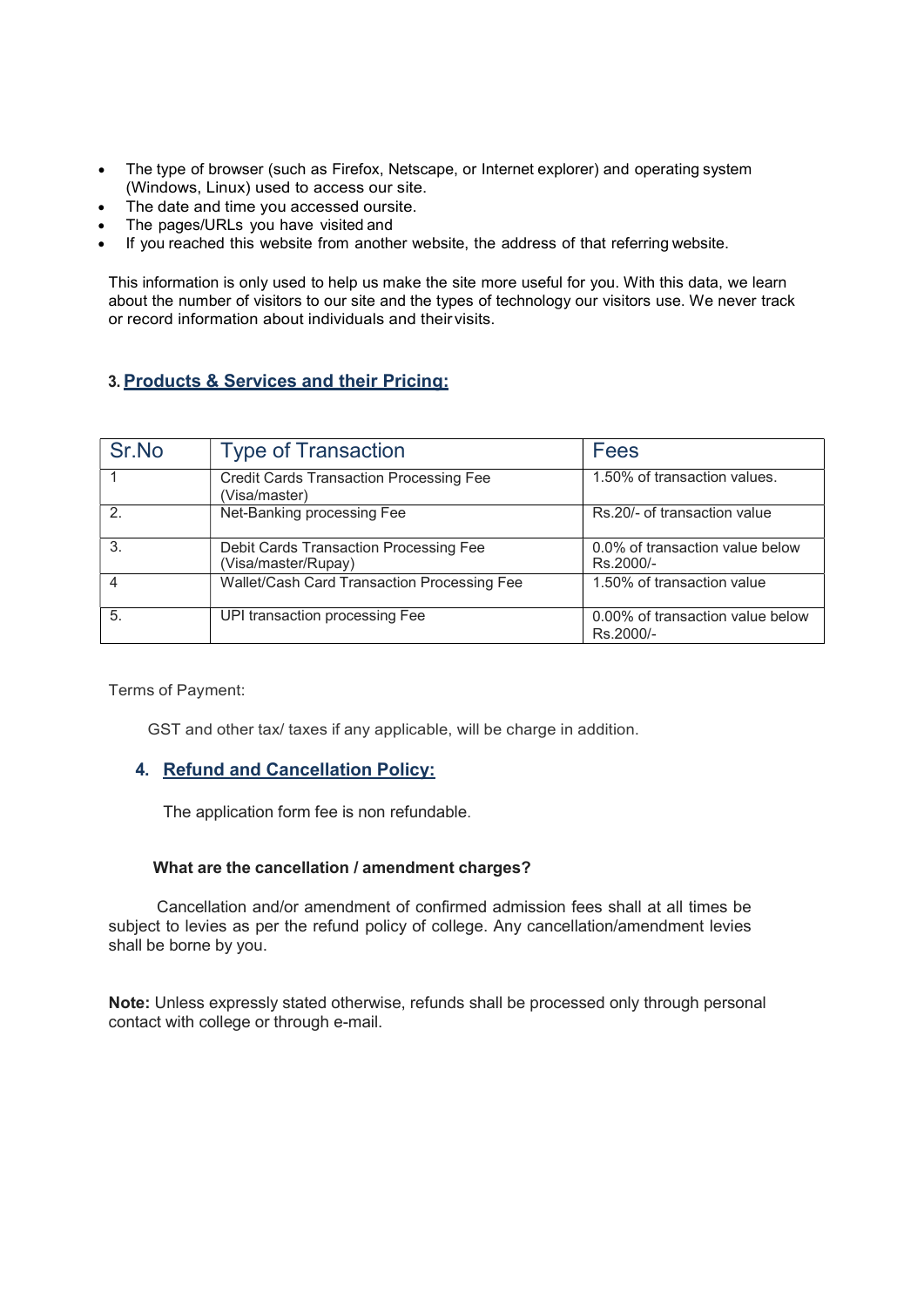- The type of browser (such as Firefox, Netscape, or Internet explorer) and operating system (Windows, Linux) used to access our site.
- The date and time you accessed oursite.
- The pages/URLs you have visited and
- If you reached this website from another website, the address of that referring website.

This information is only used to help us make the site more useful for you. With this data, we learn about the number of visitors to our site and the types of technology our visitors use. We never track or record information about individuals and their visits.

## 3. Products & Services and their Pricing:

| Sr.No | Type of Transaction | Fees |
| --- | --- | --- |
| 1 | Credit Cards Transaction Processing Fee (Visa/master) | 1.50% of transaction values. |
| 2. | Net-Banking processing Fee | Rs.20/- of transaction value |
| 3. | Debit Cards Transaction Processing Fee (Visa/master/Rupay) | 0.0% of transaction value below Rs.2000/- |
| 4 | Wallet/Cash Card Transaction Processing Fee | 1.50% of transaction value |
| 5. | UPI transaction processing Fee | 0.00% of transaction value below Rs.2000/- |

Terms of Payment:

GST and other tax/ taxes if any applicable, will be charge in addition.

## 4. Refund and Cancellation Policy:

The application form fee is non refundable.

**What are the cancellation / amendment charges?**

Cancellation and/or amendment of confirmed admission fees shall at all times be subject to levies as per the refund policy of college. Any cancellation/amendment levies shall be borne by you.

**Note:** Unless expressly stated otherwise, refunds shall be processed only through personal contact with college or through e-mail.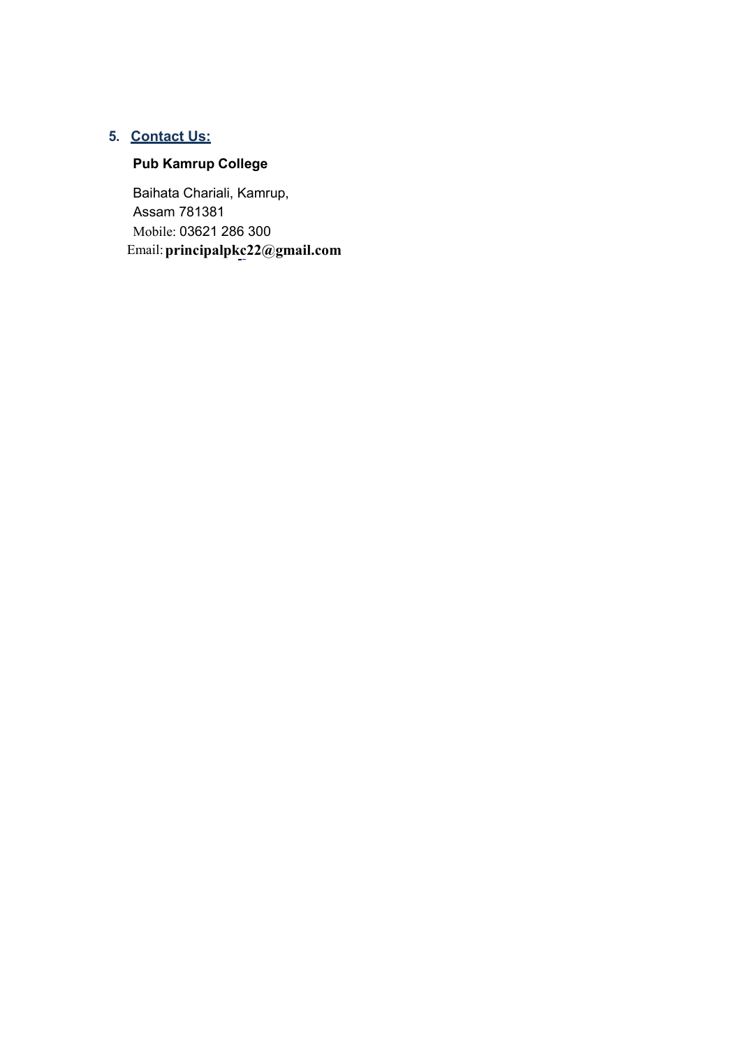## 5. Contact Us:

**Pub Kamrup College**

Baihata Chariali, Kamrup,
Assam 781381
Mobile: 03621 286 300
Email: **principalpkc22@gmail.com**